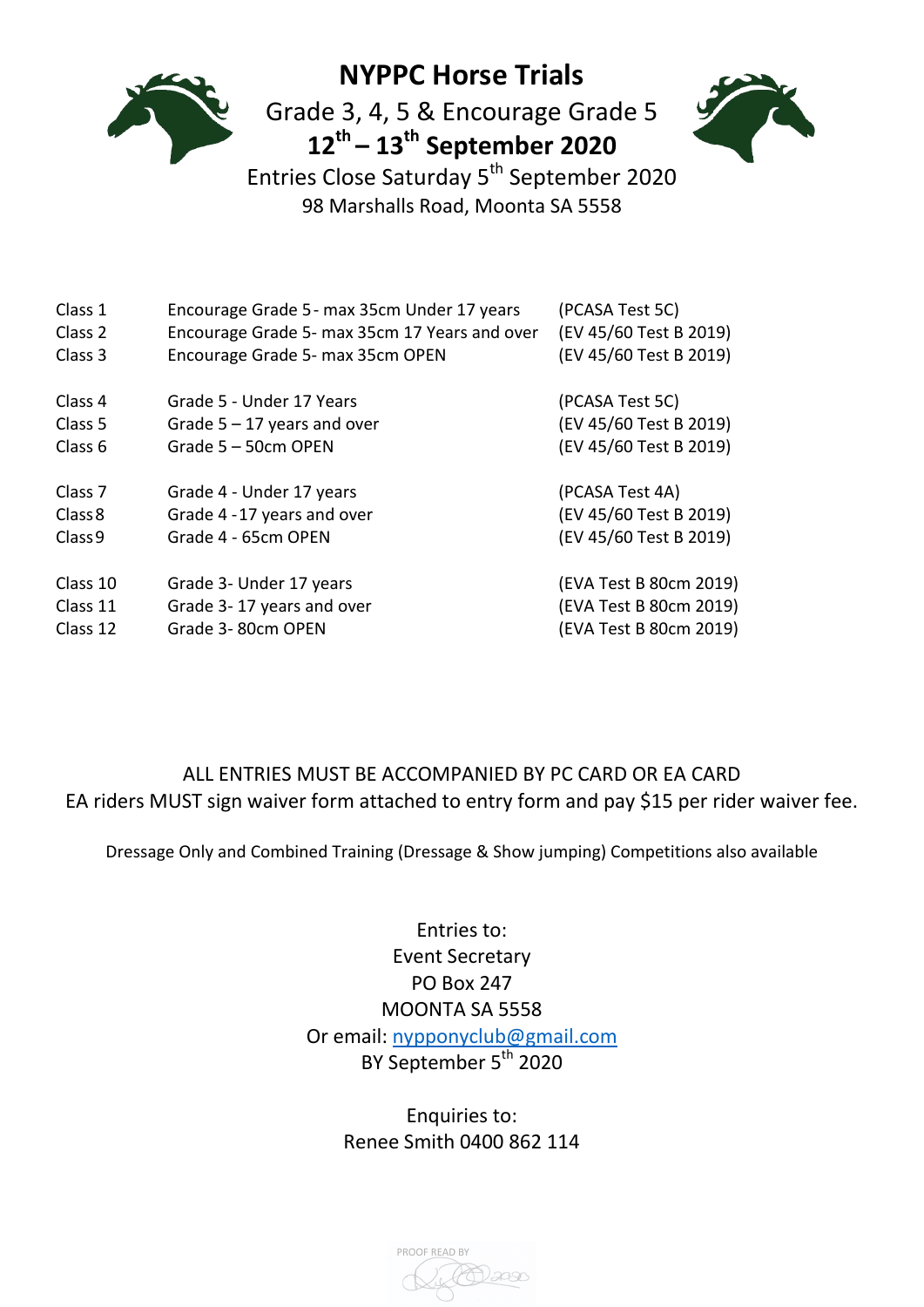# NYPPC Horse Trials

## Grade 3, 4, 5 & Encourage Grade 5

## 12th – 13th September 2020

Entries Close Saturday 5th September 2020

98 Marshalls Road, Moonta SA 5558

| | | |
|---|---|---|
| Class 1 | Encourage Grade 5 - max 35cm Under 17 years | (PCASA Test 5C) |
| Class 2 | Encourage Grade 5- max 35cm 17 Years and over | (EV 45/60 Test B 2019) |
| Class 3 | Encourage Grade 5- max 35cm OPEN | (EV 45/60 Test B 2019) |
| Class 4 | Grade 5 - Under 17 Years | (PCASA Test 5C) |
| Class 5 | Grade 5 – 17 years and over | (EV 45/60 Test B 2019) |
| Class 6 | Grade 5 – 50cm OPEN | (EV 45/60 Test B 2019) |
| Class 7 | Grade 4 - Under 17 years | (PCASA Test 4A) |
| Class 8 | Grade 4 -17 years and over | (EV 45/60 Test B 2019) |
| Class 9 | Grade 4 - 65cm OPEN | (EV 45/60 Test B 2019) |
| Class 10 | Grade 3- Under 17 years | (EVA Test B 80cm 2019) |
| Class 11 | Grade 3- 17 years and over | (EVA Test B 80cm 2019) |
| Class 12 | Grade 3- 80cm OPEN | (EVA Test B 80cm 2019) |

ALL ENTRIES MUST BE ACCOMPANIED BY PC CARD OR EA CARD

EA riders MUST sign waiver form attached to entry form and pay $15 per rider waiver fee.

Dressage Only and Combined Training (Dressage & Show jumping) Competitions also available

Entries to:
Event Secretary
PO Box 247
MOONTA SA 5558
Or email: nypponyclub@gmail.com
BY September 5th 2020

Enquiries to:
Renee Smith 0400 862 114

PROOF READ BY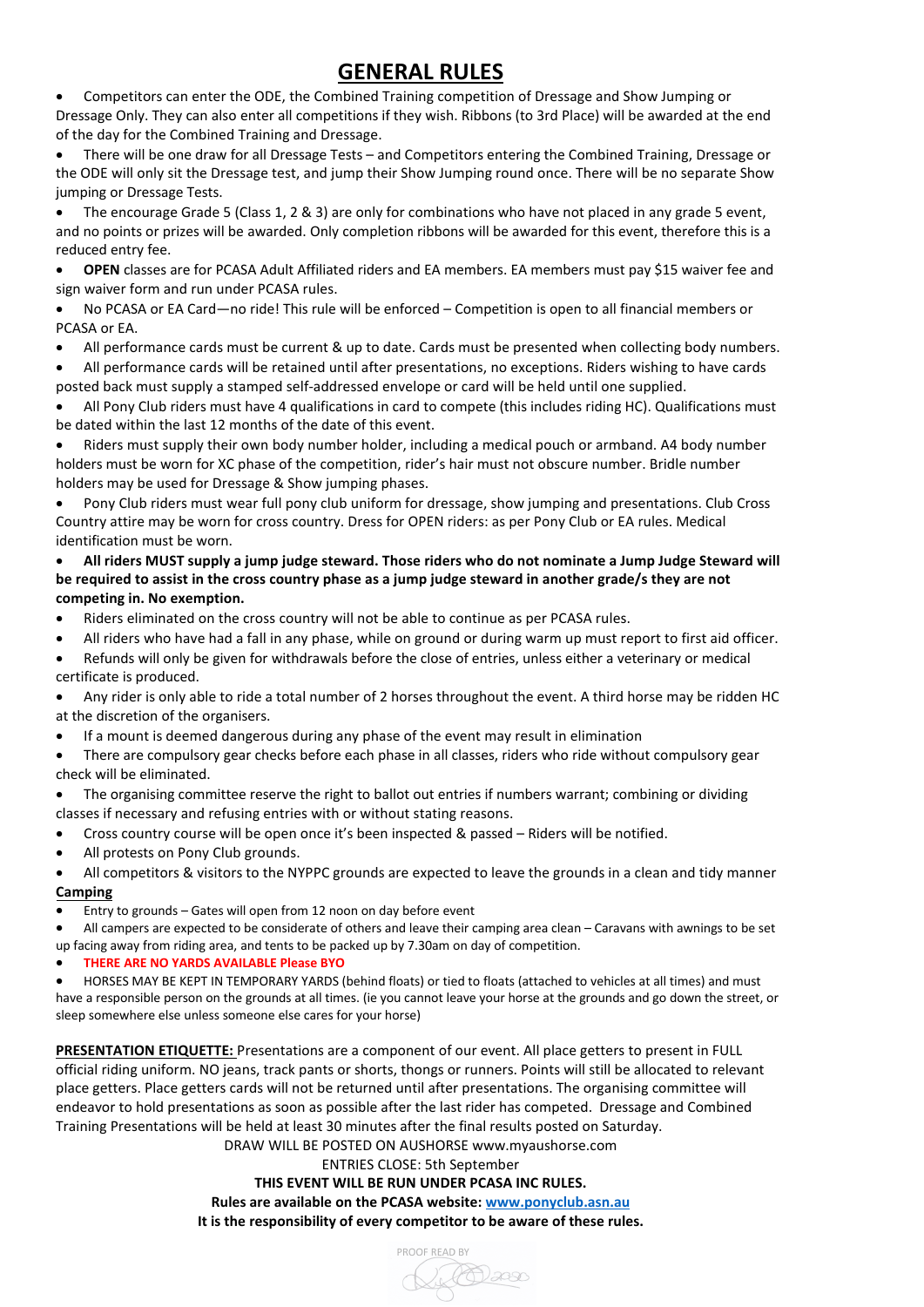# GENERAL RULES

- Competitors can enter the ODE, the Combined Training competition of Dressage and Show Jumping or Dressage Only. They can also enter all competitions if they wish. Ribbons (to 3rd Place) will be awarded at the end of the day for the Combined Training and Dressage.
- There will be one draw for all Dressage Tests – and Competitors entering the Combined Training, Dressage or the ODE will only sit the Dressage test, and jump their Show Jumping round once. There will be no separate Show jumping or Dressage Tests.
- The encourage Grade 5 (Class 1, 2 & 3) are only for combinations who have not placed in any grade 5 event, and no points or prizes will be awarded. Only completion ribbons will be awarded for this event, therefore this is a reduced entry fee.
- **OPEN** classes are for PCASA Adult Affiliated riders and EA members. EA members must pay $15 waiver fee and sign waiver form and run under PCASA rules.
- No PCASA or EA Card—no ride! This rule will be enforced – Competition is open to all financial members or PCASA or EA.
- All performance cards must be current & up to date. Cards must be presented when collecting body numbers.
- All performance cards will be retained until after presentations, no exceptions. Riders wishing to have cards posted back must supply a stamped self-addressed envelope or card will be held until one supplied.
- All Pony Club riders must have 4 qualifications in card to compete (this includes riding HC). Qualifications must be dated within the last 12 months of the date of this event.
- Riders must supply their own body number holder, including a medical pouch or armband. A4 body number holders must be worn for XC phase of the competition, rider's hair must not obscure number. Bridle number holders may be used for Dressage & Show jumping phases.
- Pony Club riders must wear full pony club uniform for dressage, show jumping and presentations. Club Cross Country attire may be worn for cross country. Dress for OPEN riders: as per Pony Club or EA rules. Medical identification must be worn.
- **All riders MUST supply a jump judge steward. Those riders who do not nominate a Jump Judge Steward will be required to assist in the cross country phase as a jump judge steward in another grade/s they are not competing in. No exemption.**
- Riders eliminated on the cross country will not be able to continue as per PCASA rules.
- All riders who have had a fall in any phase, while on ground or during warm up must report to first aid officer.
- Refunds will only be given for withdrawals before the close of entries, unless either a veterinary or medical certificate is produced.
- Any rider is only able to ride a total number of 2 horses throughout the event. A third horse may be ridden HC at the discretion of the organisers.
- If a mount is deemed dangerous during any phase of the event may result in elimination
- There are compulsory gear checks before each phase in all classes, riders who ride without compulsory gear check will be eliminated.
- The organising committee reserve the right to ballot out entries if numbers warrant; combining or dividing classes if necessary and refusing entries with or without stating reasons.
- Cross country course will be open once it's been inspected & passed – Riders will be notified.
- All protests on Pony Club grounds.
- All competitors & visitors to the NYPPC grounds are expected to leave the grounds in a clean and tidy manner

**Camping**

- Entry to grounds – Gates will open from 12 noon on day before event
- All campers are expected to be considerate of others and leave their camping area clean – Caravans with awnings to be set up facing away from riding area, and tents to be packed up by 7.30am on day of competition.
- **THERE ARE NO YARDS AVAILABLE Please BYO**
- HORSES MAY BE KEPT IN TEMPORARY YARDS (behind floats) or tied to floats (attached to vehicles at all times) and must have a responsible person on the grounds at all times. (ie you cannot leave your horse at the grounds and go down the street, or sleep somewhere else unless someone else cares for your horse)

**PRESENTATION ETIQUETTE:** Presentations are a component of our event. All place getters to present in FULL official riding uniform. NO jeans, track pants or shorts, thongs or runners. Points will still be allocated to relevant place getters. Place getters cards will not be returned until after presentations. The organising committee will endeavor to hold presentations as soon as possible after the last rider has competed. Dressage and Combined Training Presentations will be held at least 30 minutes after the final results posted on Saturday.

DRAW WILL BE POSTED ON AUSHORSE www.myaushorse.com

ENTRIES CLOSE: 5th September

**THIS EVENT WILL BE RUN UNDER PCASA INC RULES.**

**Rules are available on the PCASA website: www.ponyclub.asn.au**

**It is the responsibility of every competitor to be aware of these rules.**

PROOF READ BY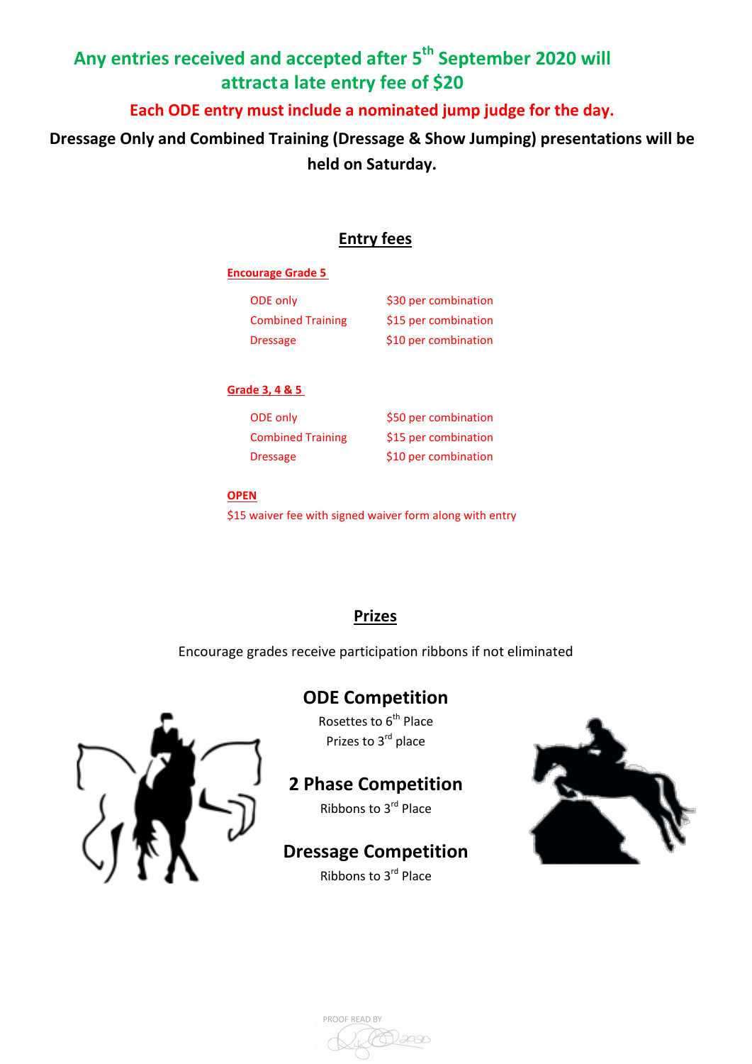**Any entries received and accepted after 5th September 2020 will attract a late entry fee of $20**

**Each ODE entry must include a nominated jump judge for the day.**

**Dressage Only and Combined Training (Dressage & Show Jumping) presentations will be held on Saturday.**

## Entry fees

**Encourage Grade 5**

| | |
|---|---|
| ODE only | $30 per combination |
| Combined Training | $15 per combination |
| Dressage | $10 per combination |

**Grade 3, 4 & 5**

| | |
|---|---|
| ODE only | $50 per combination |
| Combined Training | $15 per combination |
| Dressage | $10 per combination |

**OPEN**

$15 waiver fee with signed waiver form along with entry

## Prizes

Encourage grades receive participation ribbons if not eliminated

### ODE Competition

Rosettes to 6th Place

Prizes to 3rd place

### 2 Phase Competition

Ribbons to 3rd Place

### Dressage Competition

Ribbons to 3rd Place

PROOF READ BY